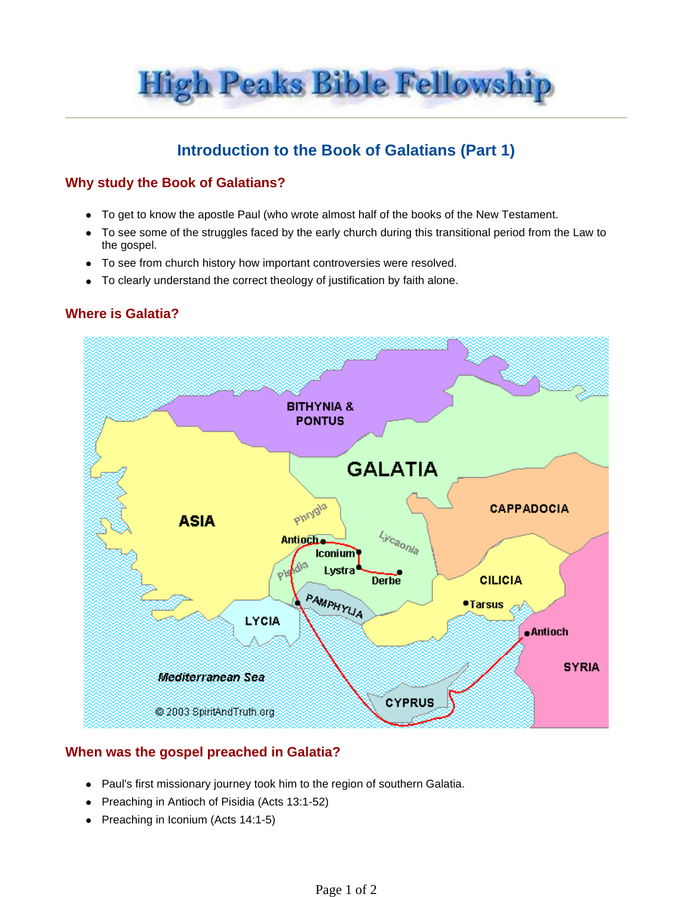# High Peaks Bible Fellowship

## Introduction to the Book of Galatians (Part 1)

### Why study the Book of Galatians?

- To get to know the apostle Paul (who wrote almost half of the books of the New Testament.
- To see some of the struggles faced by the early church during this transitional period from the Law to the gospel.
- To see from church history how important controversies were resolved.
- To clearly understand the correct theology of justification by faith alone.

### Where is Galatia?

### When was the gospel preached in Galatia?

- Paul's first missionary journey took him to the region of southern Galatia.
- Preaching in Antioch of Pisidia (Acts 13:1-52)
- Preaching in Iconium (Acts 14:1-5)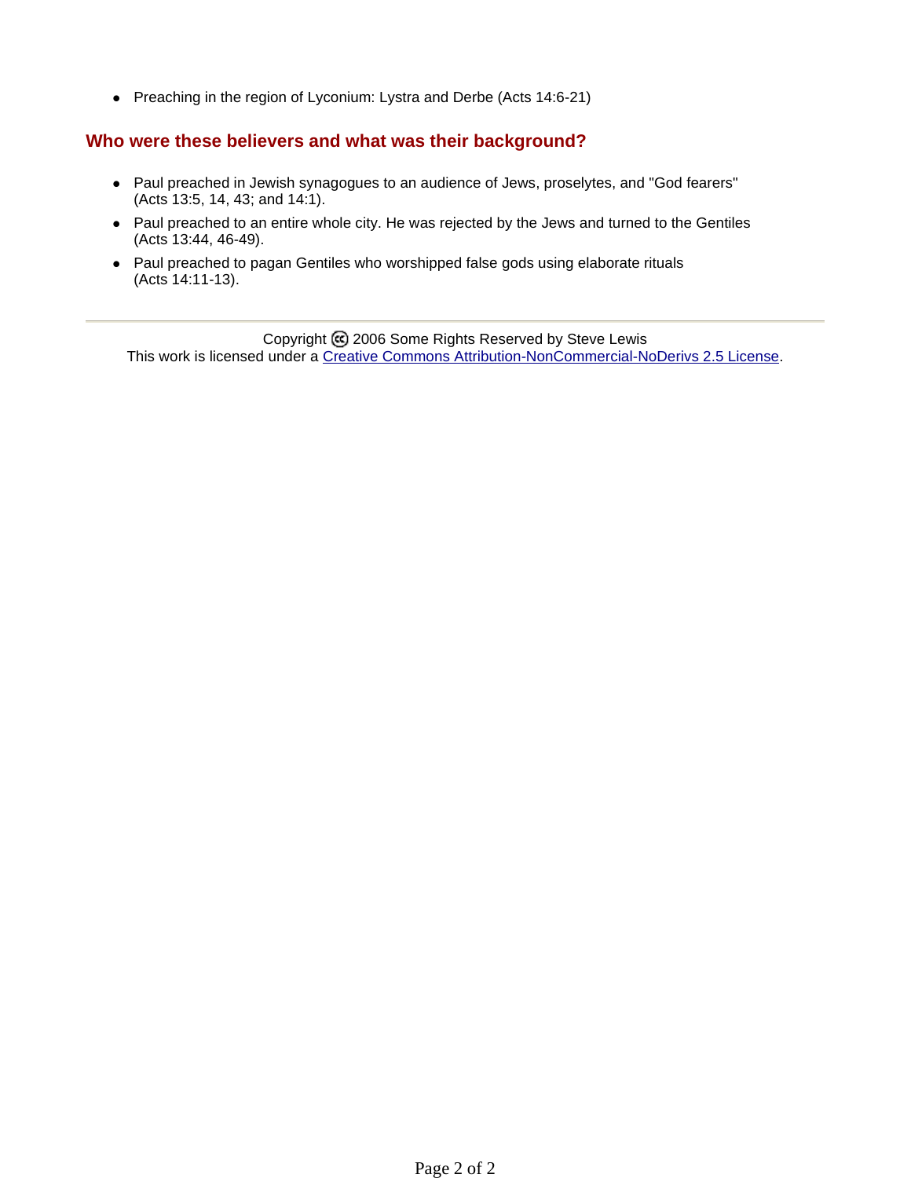- Preaching in the region of Lyconium: Lystra and Derbe (Acts 14:6-21)

## Who were these believers and what was their background?

- Paul preached in Jewish synagogues to an audience of Jews, proselytes, and "God fearers" (Acts 13:5, 14, 43; and 14:1).
- Paul preached to an entire whole city. He was rejected by the Jews and turned to the Gentiles (Acts 13:44, 46-49).
- Paul preached to pagan Gentiles who worshipped false gods using elaborate rituals (Acts 14:11-13).

---

Copyright 🅭 2006 Some Rights Reserved by Steve Lewis
This work is licensed under a Creative Commons Attribution-NonCommercial-NoDerivs 2.5 License.